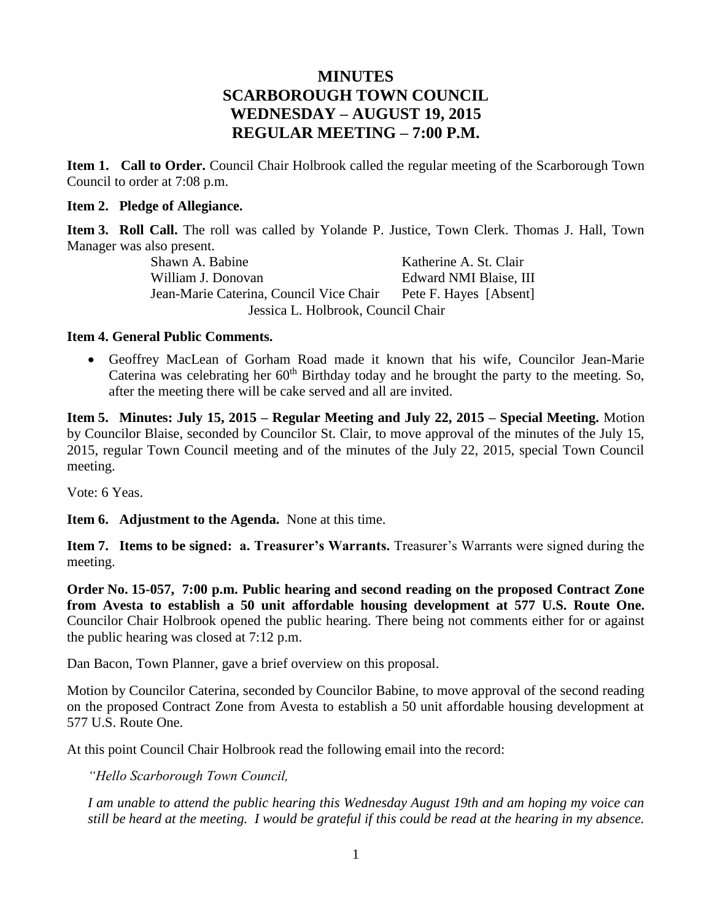# MINUTES
# SCARBOROUGH TOWN COUNCIL
# WEDNESDAY – AUGUST 19, 2015
# REGULAR MEETING – 7:00 P.M.

**Item 1. Call to Order.** Council Chair Holbrook called the regular meeting of the Scarborough Town Council to order at 7:08 p.m.

**Item 2. Pledge of Allegiance.**

**Item 3. Roll Call.** The roll was called by Yolande P. Justice, Town Clerk. Thomas J. Hall, Town Manager was also present.

| | |
|---|---|
| Shawn A. Babine | Katherine A. St. Clair |
| William J. Donovan | Edward NMI Blaise, III |
| Jean-Marie Caterina, Council Vice Chair | Pete F. Hayes [Absent] |
| Jessica L. Holbrook, Council Chair | |

**Item 4. General Public Comments.**

- Geoffrey MacLean of Gorham Road made it known that his wife, Councilor Jean-Marie Caterina was celebrating her 60th Birthday today and he brought the party to the meeting. So, after the meeting there will be cake served and all are invited.

**Item 5. Minutes: July 15, 2015 – Regular Meeting and July 22, 2015 – Special Meeting.** Motion by Councilor Blaise, seconded by Councilor St. Clair, to move approval of the minutes of the July 15, 2015, regular Town Council meeting and of the minutes of the July 22, 2015, special Town Council meeting.

Vote: 6 Yeas.

**Item 6. Adjustment to the Agenda.** None at this time.

**Item 7. Items to be signed: a. Treasurer's Warrants.** Treasurer's Warrants were signed during the meeting.

**Order No. 15-057, 7:00 p.m. Public hearing and second reading on the proposed Contract Zone from Avesta to establish a 50 unit affordable housing development at 577 U.S. Route One.** Councilor Chair Holbrook opened the public hearing. There being not comments either for or against the public hearing was closed at 7:12 p.m.

Dan Bacon, Town Planner, gave a brief overview on this proposal.

Motion by Councilor Caterina, seconded by Councilor Babine, to move approval of the second reading on the proposed Contract Zone from Avesta to establish a 50 unit affordable housing development at 577 U.S. Route One.

At this point Council Chair Holbrook read the following email into the record:

*"Hello Scarborough Town Council,*

*I am unable to attend the public hearing this Wednesday August 19th and am hoping my voice can still be heard at the meeting. I would be grateful if this could be read at the hearing in my absence.*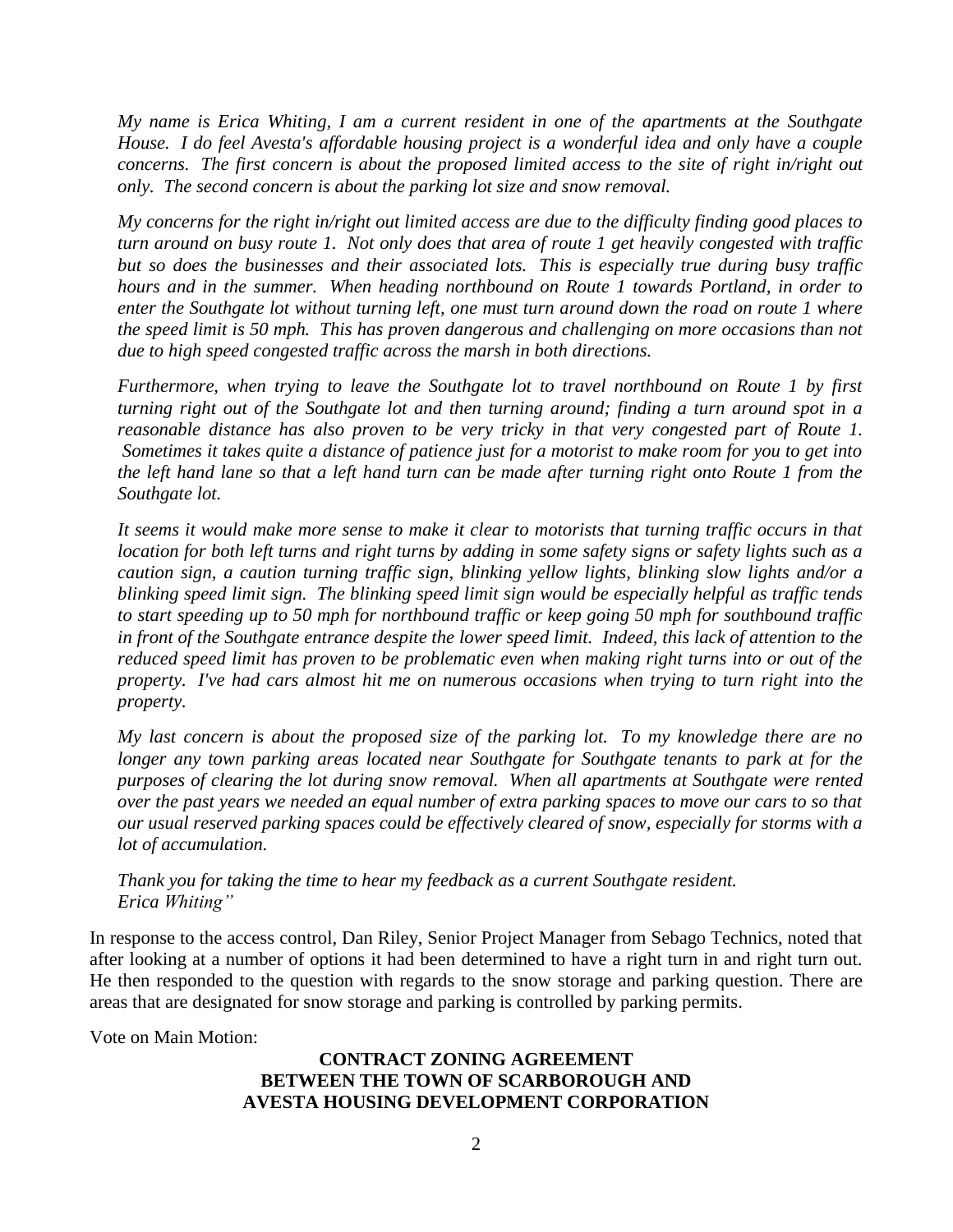*My name is Erica Whiting, I am a current resident in one of the apartments at the Southgate House. I do feel Avesta's affordable housing project is a wonderful idea and only have a couple concerns. The first concern is about the proposed limited access to the site of right in/right out only. The second concern is about the parking lot size and snow removal.*

*My concerns for the right in/right out limited access are due to the difficulty finding good places to turn around on busy route 1. Not only does that area of route 1 get heavily congested with traffic but so does the businesses and their associated lots. This is especially true during busy traffic hours and in the summer. When heading northbound on Route 1 towards Portland, in order to enter the Southgate lot without turning left, one must turn around down the road on route 1 where the speed limit is 50 mph. This has proven dangerous and challenging on more occasions than not due to high speed congested traffic across the marsh in both directions.*

*Furthermore, when trying to leave the Southgate lot to travel northbound on Route 1 by first turning right out of the Southgate lot and then turning around; finding a turn around spot in a reasonable distance has also proven to be very tricky in that very congested part of Route 1. Sometimes it takes quite a distance of patience just for a motorist to make room for you to get into the left hand lane so that a left hand turn can be made after turning right onto Route 1 from the Southgate lot.*

*It seems it would make more sense to make it clear to motorists that turning traffic occurs in that location for both left turns and right turns by adding in some safety signs or safety lights such as a caution sign, a caution turning traffic sign, blinking yellow lights, blinking slow lights and/or a blinking speed limit sign. The blinking speed limit sign would be especially helpful as traffic tends to start speeding up to 50 mph for northbound traffic or keep going 50 mph for southbound traffic in front of the Southgate entrance despite the lower speed limit. Indeed, this lack of attention to the reduced speed limit has proven to be problematic even when making right turns into or out of the property. I've had cars almost hit me on numerous occasions when trying to turn right into the property.*

*My last concern is about the proposed size of the parking lot. To my knowledge there are no longer any town parking areas located near Southgate for Southgate tenants to park at for the purposes of clearing the lot during snow removal. When all apartments at Southgate were rented over the past years we needed an equal number of extra parking spaces to move our cars to so that our usual reserved parking spaces could be effectively cleared of snow, especially for storms with a lot of accumulation.*

*Thank you for taking the time to hear my feedback as a current Southgate resident.*
*Erica Whiting"*

In response to the access control, Dan Riley, Senior Project Manager from Sebago Technics, noted that after looking at a number of options it had been determined to have a right turn in and right turn out. He then responded to the question with regards to the snow storage and parking question. There are areas that are designated for snow storage and parking is controlled by parking permits.

Vote on Main Motion:

**CONTRACT ZONING AGREEMENT**
**BETWEEN THE TOWN OF SCARBOROUGH AND**
**AVESTA HOUSING DEVELOPMENT CORPORATION**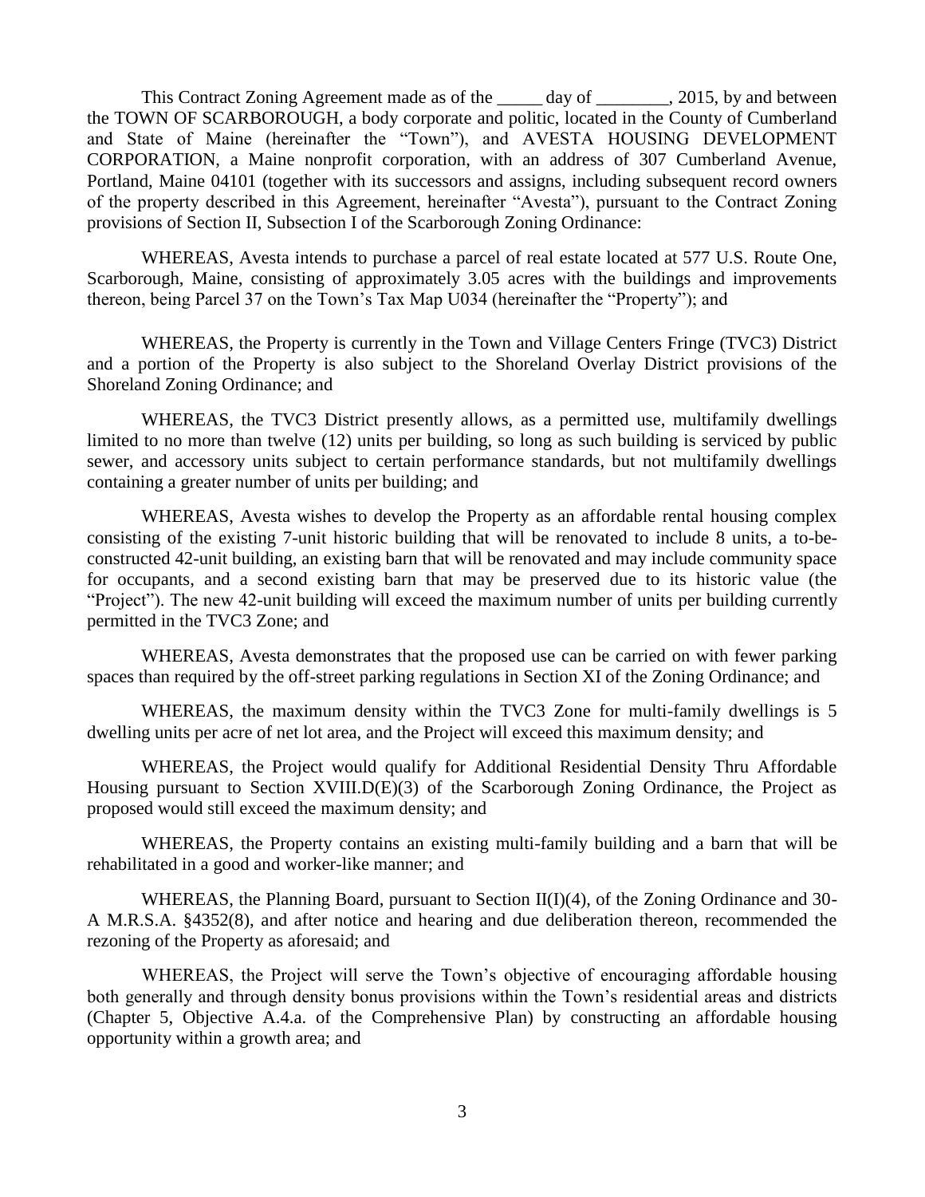This Contract Zoning Agreement made as of the _____ day of ________, 2015, by and between the TOWN OF SCARBOROUGH, a body corporate and politic, located in the County of Cumberland and State of Maine (hereinafter the "Town"), and AVESTA HOUSING DEVELOPMENT CORPORATION, a Maine nonprofit corporation, with an address of 307 Cumberland Avenue, Portland, Maine 04101 (together with its successors and assigns, including subsequent record owners of the property described in this Agreement, hereinafter "Avesta"), pursuant to the Contract Zoning provisions of Section II, Subsection I of the Scarborough Zoning Ordinance:

WHEREAS, Avesta intends to purchase a parcel of real estate located at 577 U.S. Route One, Scarborough, Maine, consisting of approximately 3.05 acres with the buildings and improvements thereon, being Parcel 37 on the Town's Tax Map U034 (hereinafter the "Property"); and

WHEREAS, the Property is currently in the Town and Village Centers Fringe (TVC3) District and a portion of the Property is also subject to the Shoreland Overlay District provisions of the Shoreland Zoning Ordinance; and

WHEREAS, the TVC3 District presently allows, as a permitted use, multifamily dwellings limited to no more than twelve (12) units per building, so long as such building is serviced by public sewer, and accessory units subject to certain performance standards, but not multifamily dwellings containing a greater number of units per building; and

WHEREAS, Avesta wishes to develop the Property as an affordable rental housing complex consisting of the existing 7-unit historic building that will be renovated to include 8 units, a to-be-constructed 42-unit building, an existing barn that will be renovated and may include community space for occupants, and a second existing barn that may be preserved due to its historic value (the "Project"). The new 42-unit building will exceed the maximum number of units per building currently permitted in the TVC3 Zone; and

WHEREAS, Avesta demonstrates that the proposed use can be carried on with fewer parking spaces than required by the off-street parking regulations in Section XI of the Zoning Ordinance; and

WHEREAS, the maximum density within the TVC3 Zone for multi-family dwellings is 5 dwelling units per acre of net lot area, and the Project will exceed this maximum density; and

WHEREAS, the Project would qualify for Additional Residential Density Thru Affordable Housing pursuant to Section XVIII.D(E)(3) of the Scarborough Zoning Ordinance, the Project as proposed would still exceed the maximum density; and

WHEREAS, the Property contains an existing multi-family building and a barn that will be rehabilitated in a good and worker-like manner; and

WHEREAS, the Planning Board, pursuant to Section II(I)(4), of the Zoning Ordinance and 30-A M.R.S.A. §4352(8), and after notice and hearing and due deliberation thereon, recommended the rezoning of the Property as aforesaid; and

WHEREAS, the Project will serve the Town's objective of encouraging affordable housing both generally and through density bonus provisions within the Town's residential areas and districts (Chapter 5, Objective A.4.a. of the Comprehensive Plan) by constructing an affordable housing opportunity within a growth area; and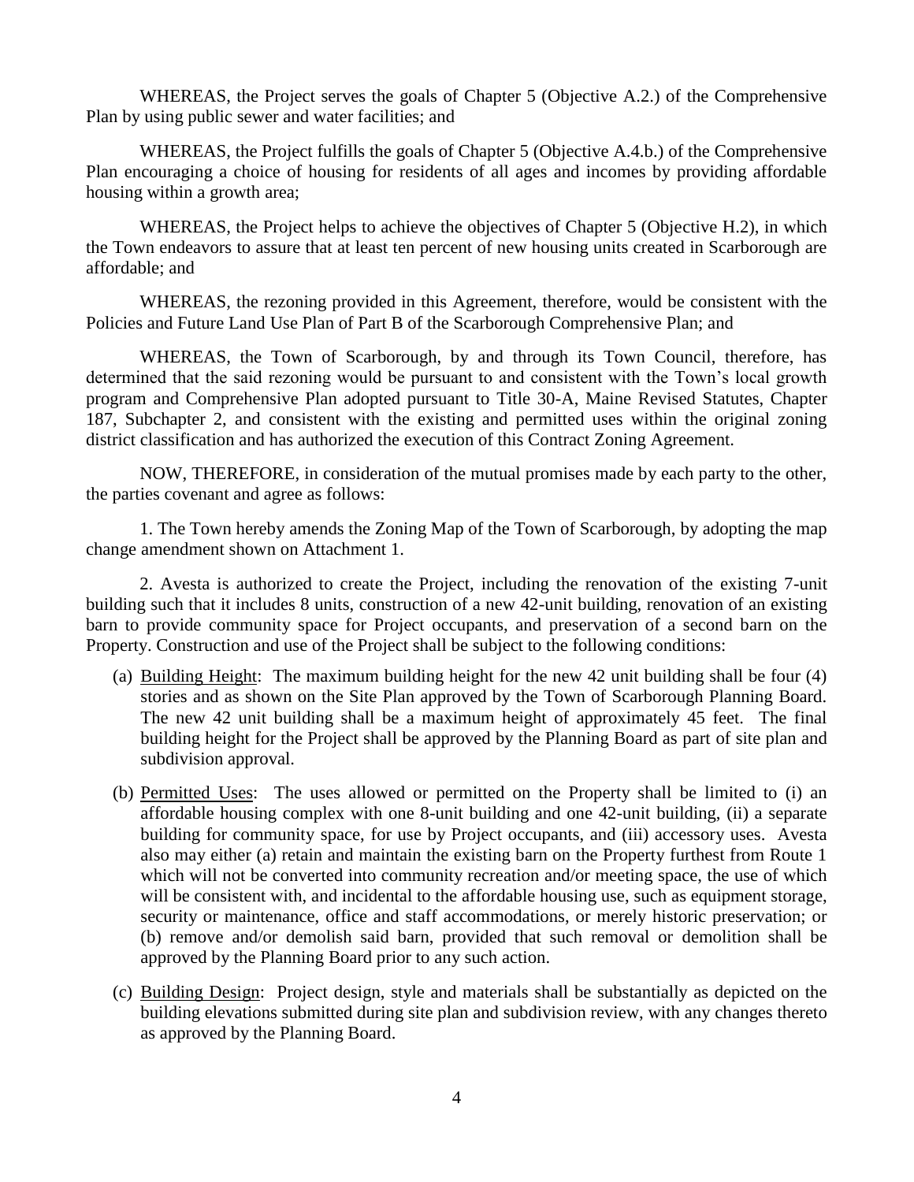WHEREAS, the Project serves the goals of Chapter 5 (Objective A.2.) of the Comprehensive Plan by using public sewer and water facilities; and

WHEREAS, the Project fulfills the goals of Chapter 5 (Objective A.4.b.) of the Comprehensive Plan encouraging a choice of housing for residents of all ages and incomes by providing affordable housing within a growth area;

WHEREAS, the Project helps to achieve the objectives of Chapter 5 (Objective H.2), in which the Town endeavors to assure that at least ten percent of new housing units created in Scarborough are affordable; and

WHEREAS, the rezoning provided in this Agreement, therefore, would be consistent with the Policies and Future Land Use Plan of Part B of the Scarborough Comprehensive Plan; and

WHEREAS, the Town of Scarborough, by and through its Town Council, therefore, has determined that the said rezoning would be pursuant to and consistent with the Town's local growth program and Comprehensive Plan adopted pursuant to Title 30-A, Maine Revised Statutes, Chapter 187, Subchapter 2, and consistent with the existing and permitted uses within the original zoning district classification and has authorized the execution of this Contract Zoning Agreement.

NOW, THEREFORE, in consideration of the mutual promises made by each party to the other, the parties covenant and agree as follows:

1. The Town hereby amends the Zoning Map of the Town of Scarborough, by adopting the map change amendment shown on Attachment 1.

2. Avesta is authorized to create the Project, including the renovation of the existing 7-unit building such that it includes 8 units, construction of a new 42-unit building, renovation of an existing barn to provide community space for Project occupants, and preservation of a second barn on the Property. Construction and use of the Project shall be subject to the following conditions:

(a) Building Height: The maximum building height for the new 42 unit building shall be four (4) stories and as shown on the Site Plan approved by the Town of Scarborough Planning Board. The new 42 unit building shall be a maximum height of approximately 45 feet. The final building height for the Project shall be approved by the Planning Board as part of site plan and subdivision approval.

(b) Permitted Uses: The uses allowed or permitted on the Property shall be limited to (i) an affordable housing complex with one 8-unit building and one 42-unit building, (ii) a separate building for community space, for use by Project occupants, and (iii) accessory uses. Avesta also may either (a) retain and maintain the existing barn on the Property furthest from Route 1 which will not be converted into community recreation and/or meeting space, the use of which will be consistent with, and incidental to the affordable housing use, such as equipment storage, security or maintenance, office and staff accommodations, or merely historic preservation; or (b) remove and/or demolish said barn, provided that such removal or demolition shall be approved by the Planning Board prior to any such action.

(c) Building Design: Project design, style and materials shall be substantially as depicted on the building elevations submitted during site plan and subdivision review, with any changes thereto as approved by the Planning Board.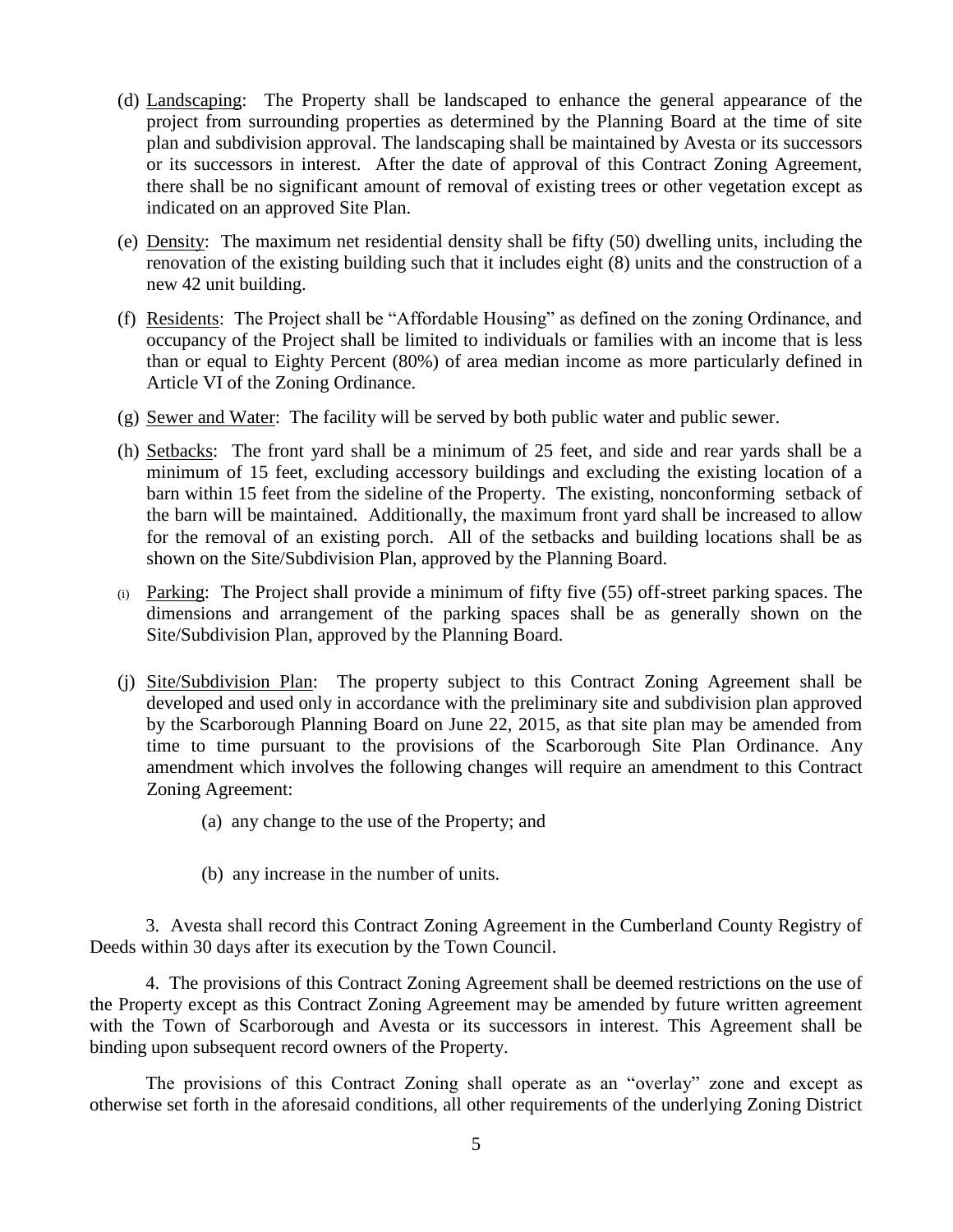(d) Landscaping: The Property shall be landscaped to enhance the general appearance of the project from surrounding properties as determined by the Planning Board at the time of site plan and subdivision approval. The landscaping shall be maintained by Avesta or its successors or its successors in interest. After the date of approval of this Contract Zoning Agreement, there shall be no significant amount of removal of existing trees or other vegetation except as indicated on an approved Site Plan.

(e) Density: The maximum net residential density shall be fifty (50) dwelling units, including the renovation of the existing building such that it includes eight (8) units and the construction of a new 42 unit building.

(f) Residents: The Project shall be "Affordable Housing" as defined on the zoning Ordinance, and occupancy of the Project shall be limited to individuals or families with an income that is less than or equal to Eighty Percent (80%) of area median income as more particularly defined in Article VI of the Zoning Ordinance.

(g) Sewer and Water: The facility will be served by both public water and public sewer.

(h) Setbacks: The front yard shall be a minimum of 25 feet, and side and rear yards shall be a minimum of 15 feet, excluding accessory buildings and excluding the existing location of a barn within 15 feet from the sideline of the Property. The existing, nonconforming setback of the barn will be maintained. Additionally, the maximum front yard shall be increased to allow for the removal of an existing porch. All of the setbacks and building locations shall be as shown on the Site/Subdivision Plan, approved by the Planning Board.

(i) Parking: The Project shall provide a minimum of fifty five (55) off-street parking spaces. The dimensions and arrangement of the parking spaces shall be as generally shown on the Site/Subdivision Plan, approved by the Planning Board.

(j) Site/Subdivision Plan: The property subject to this Contract Zoning Agreement shall be developed and used only in accordance with the preliminary site and subdivision plan approved by the Scarborough Planning Board on June 22, 2015, as that site plan may be amended from time to time pursuant to the provisions of the Scarborough Site Plan Ordinance. Any amendment which involves the following changes will require an amendment to this Contract Zoning Agreement:

   (a) any change to the use of the Property; and

   (b) any increase in the number of units.

3. Avesta shall record this Contract Zoning Agreement in the Cumberland County Registry of Deeds within 30 days after its execution by the Town Council.

4. The provisions of this Contract Zoning Agreement shall be deemed restrictions on the use of the Property except as this Contract Zoning Agreement may be amended by future written agreement with the Town of Scarborough and Avesta or its successors in interest. This Agreement shall be binding upon subsequent record owners of the Property.

The provisions of this Contract Zoning shall operate as an "overlay" zone and except as otherwise set forth in the aforesaid conditions, all other requirements of the underlying Zoning District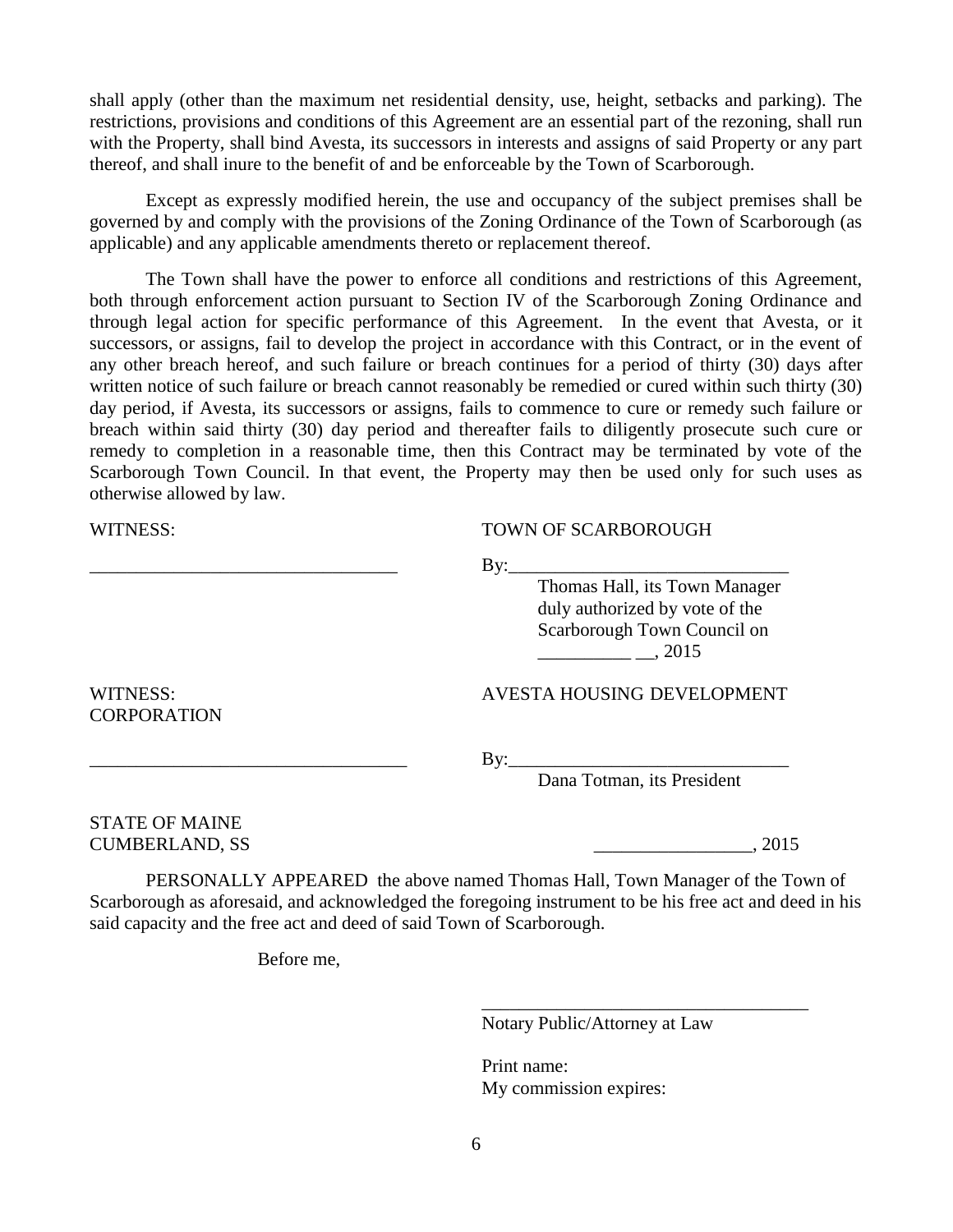shall apply (other than the maximum net residential density, use, height, setbacks and parking). The restrictions, provisions and conditions of this Agreement are an essential part of the rezoning, shall run with the Property, shall bind Avesta, its successors in interests and assigns of said Property or any part thereof, and shall inure to the benefit of and be enforceable by the Town of Scarborough.

Except as expressly modified herein, the use and occupancy of the subject premises shall be governed by and comply with the provisions of the Zoning Ordinance of the Town of Scarborough (as applicable) and any applicable amendments thereto or replacement thereof.

The Town shall have the power to enforce all conditions and restrictions of this Agreement, both through enforcement action pursuant to Section IV of the Scarborough Zoning Ordinance and through legal action for specific performance of this Agreement. In the event that Avesta, or it successors, or assigns, fail to develop the project in accordance with this Contract, or in the event of any other breach hereof, and such failure or breach continues for a period of thirty (30) days after written notice of such failure or breach cannot reasonably be remedied or cured within such thirty (30) day period, if Avesta, its successors or assigns, fails to commence to cure or remedy such failure or breach within said thirty (30) day period and thereafter fails to diligently prosecute such cure or remedy to completion in a reasonable time, then this Contract may be terminated by vote of the Scarborough Town Council. In that event, the Property may then be used only for such uses as otherwise allowed by law.

WITNESS: TOWN OF SCARBOROUGH

_________________________________ By:______________________________
Thomas Hall, its Town Manager
duly authorized by vote of the
Scarborough Town Council on
__________ __, 2015

WITNESS: AVESTA HOUSING DEVELOPMENT CORPORATION

_________________________________ By:______________________________
Dana Totman, its President

STATE OF MAINE
CUMBERLAND, SS _________________, 2015

PERSONALLY APPEARED the above named Thomas Hall, Town Manager of the Town of Scarborough as aforesaid, and acknowledged the foregoing instrument to be his free act and deed in his said capacity and the free act and deed of said Town of Scarborough.

Before me,

___________________________________
Notary Public/Attorney at Law

Print name:
My commission expires: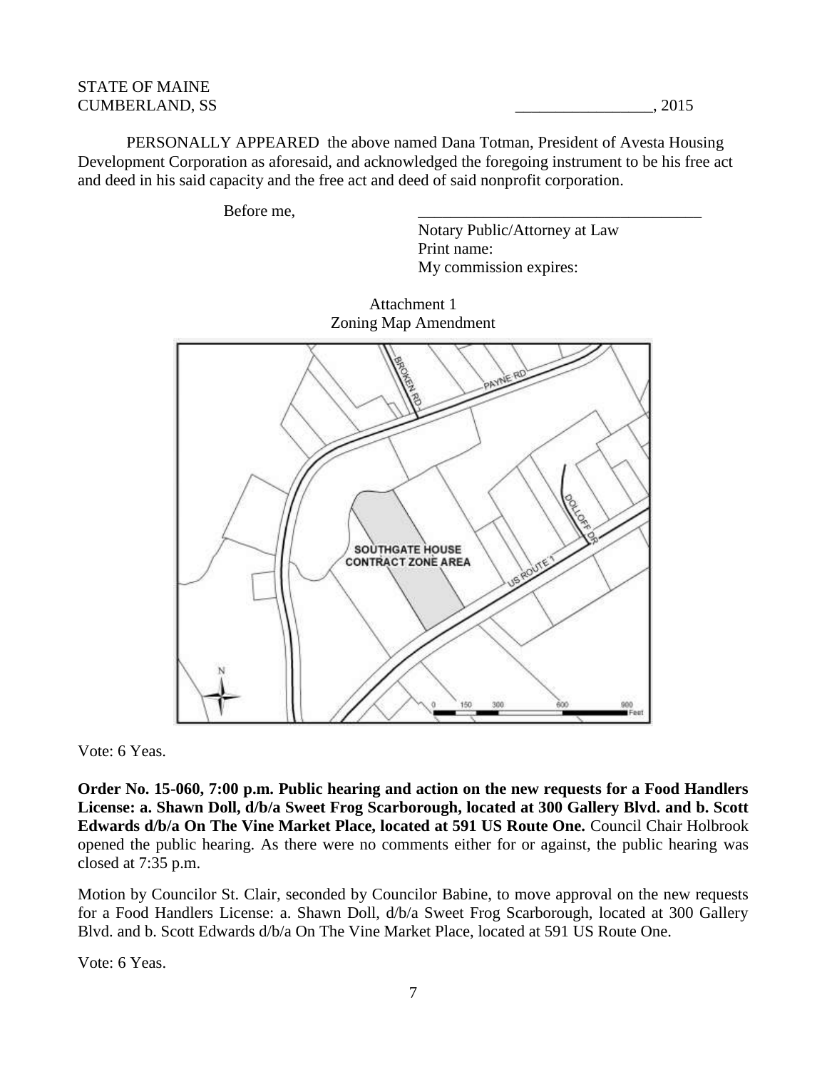STATE OF MAINE
CUMBERLAND, SS _________________, 2015

PERSONALLY APPEARED the above named Dana Totman, President of Avesta Housing Development Corporation as aforesaid, and acknowledged the foregoing instrument to be his free act and deed in his said capacity and the free act and deed of said nonprofit corporation.

Before me, ___________________________________

Notary Public/Attorney at Law
Print name:
My commission expires:

Attachment 1
Zoning Map Amendment

Vote: 6 Yeas.

**Order No. 15-060, 7:00 p.m. Public hearing and action on the new requests for a Food Handlers License: a. Shawn Doll, d/b/a Sweet Frog Scarborough, located at 300 Gallery Blvd. and b. Scott Edwards d/b/a On The Vine Market Place, located at 591 US Route One.** Council Chair Holbrook opened the public hearing. As there were no comments either for or against, the public hearing was closed at 7:35 p.m.

Motion by Councilor St. Clair, seconded by Councilor Babine, to move approval on the new requests for a Food Handlers License: a. Shawn Doll, d/b/a Sweet Frog Scarborough, located at 300 Gallery Blvd. and b. Scott Edwards d/b/a On The Vine Market Place, located at 591 US Route One.

Vote: 6 Yeas.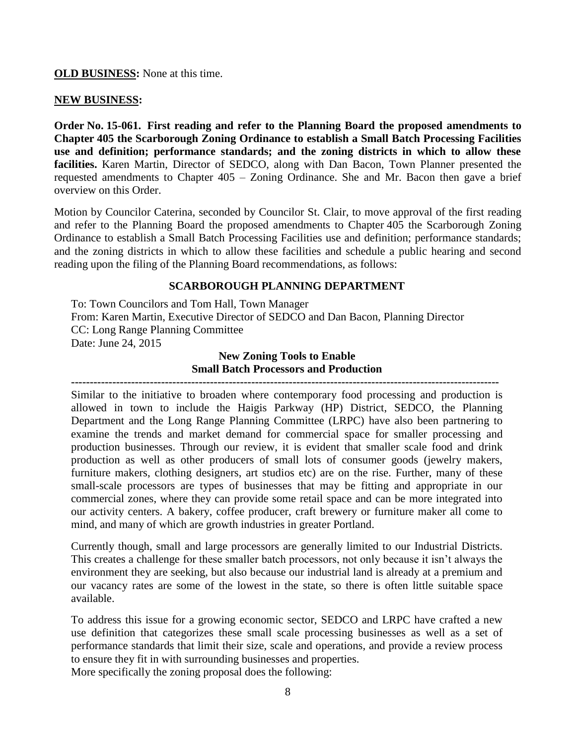**OLD BUSINESS:** None at this time.

**NEW BUSINESS:**

**Order No. 15-061. First reading and refer to the Planning Board the proposed amendments to Chapter 405 the Scarborough Zoning Ordinance to establish a Small Batch Processing Facilities use and definition; performance standards; and the zoning districts in which to allow these facilities.** Karen Martin, Director of SEDCO, along with Dan Bacon, Town Planner presented the requested amendments to Chapter 405 – Zoning Ordinance. She and Mr. Bacon then gave a brief overview on this Order.

Motion by Councilor Caterina, seconded by Councilor St. Clair, to move approval of the first reading and refer to the Planning Board the proposed amendments to Chapter 405 the Scarborough Zoning Ordinance to establish a Small Batch Processing Facilities use and definition; performance standards; and the zoning districts in which to allow these facilities and schedule a public hearing and second reading upon the filing of the Planning Board recommendations, as follows:

**SCARBOROUGH PLANNING DEPARTMENT**

To: Town Councilors and Tom Hall, Town Manager
From: Karen Martin, Executive Director of SEDCO and Dan Bacon, Planning Director
CC: Long Range Planning Committee
Date: June 24, 2015

**New Zoning Tools to Enable Small Batch Processors and Production**

---

Similar to the initiative to broaden where contemporary food processing and production is allowed in town to include the Haigis Parkway (HP) District, SEDCO, the Planning Department and the Long Range Planning Committee (LRPC) have also been partnering to examine the trends and market demand for commercial space for smaller processing and production businesses. Through our review, it is evident that smaller scale food and drink production as well as other producers of small lots of consumer goods (jewelry makers, furniture makers, clothing designers, art studios etc) are on the rise. Further, many of these small-scale processors are types of businesses that may be fitting and appropriate in our commercial zones, where they can provide some retail space and can be more integrated into our activity centers. A bakery, coffee producer, craft brewery or furniture maker all come to mind, and many of which are growth industries in greater Portland.

Currently though, small and large processors are generally limited to our Industrial Districts. This creates a challenge for these smaller batch processors, not only because it isn't always the environment they are seeking, but also because our industrial land is already at a premium and our vacancy rates are some of the lowest in the state, so there is often little suitable space available.

To address this issue for a growing economic sector, SEDCO and LRPC have crafted a new use definition that categorizes these small scale processing businesses as well as a set of performance standards that limit their size, scale and operations, and provide a review process to ensure they fit in with surrounding businesses and properties.
More specifically the zoning proposal does the following: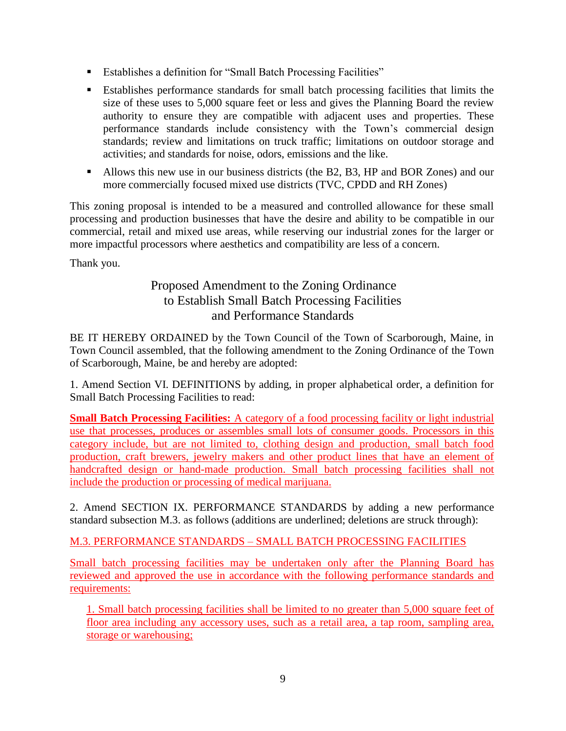- Establishes a definition for "Small Batch Processing Facilities"
- Establishes performance standards for small batch processing facilities that limits the size of these uses to 5,000 square feet or less and gives the Planning Board the review authority to ensure they are compatible with adjacent uses and properties. These performance standards include consistency with the Town's commercial design standards; review and limitations on truck traffic; limitations on outdoor storage and activities; and standards for noise, odors, emissions and the like.
- Allows this new use in our business districts (the B2, B3, HP and BOR Zones) and our more commercially focused mixed use districts (TVC, CPDD and RH Zones)

This zoning proposal is intended to be a measured and controlled allowance for these small processing and production businesses that have the desire and ability to be compatible in our commercial, retail and mixed use areas, while reserving our industrial zones for the larger or more impactful processors where aesthetics and compatibility are less of a concern.

Thank you.

## Proposed Amendment to the Zoning Ordinance to Establish Small Batch Processing Facilities and Performance Standards

BE IT HEREBY ORDAINED by the Town Council of the Town of Scarborough, Maine, in Town Council assembled, that the following amendment to the Zoning Ordinance of the Town of Scarborough, Maine, be and hereby are adopted:

1. Amend Section VI. DEFINITIONS by adding, in proper alphabetical order, a definition for Small Batch Processing Facilities to read:

<u>**Small Batch Processing Facilities:** A category of a food processing facility or light industrial use that processes, produces or assembles small lots of consumer goods. Processors in this category include, but are not limited to, clothing design and production, small batch food production, craft brewers, jewelry makers and other product lines that have an element of handcrafted design or hand-made production. Small batch processing facilities shall not include the production or processing of medical marijuana.</u>

2. Amend SECTION IX. PERFORMANCE STANDARDS by adding a new performance standard subsection M.3. as follows (additions are underlined; deletions are struck through):

<u>M.3. PERFORMANCE STANDARDS – SMALL BATCH PROCESSING FACILITIES</u>

<u>Small batch processing facilities may be undertaken only after the Planning Board has reviewed and approved the use in accordance with the following performance standards and requirements:</u>

<u>1. Small batch processing facilities shall be limited to no greater than 5,000 square feet of floor area including any accessory uses, such as a retail area, a tap room, sampling area, storage or warehousing;</u>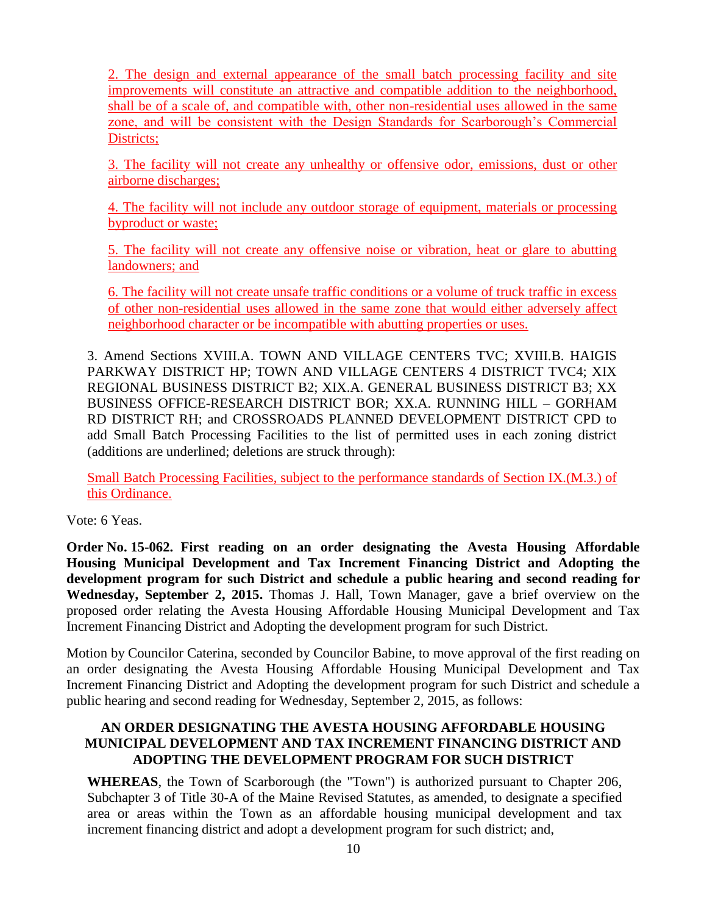2. The design and external appearance of the small batch processing facility and site improvements will constitute an attractive and compatible addition to the neighborhood, shall be of a scale of, and compatible with, other non-residential uses allowed in the same zone, and will be consistent with the Design Standards for Scarborough's Commercial Districts;

3. The facility will not create any unhealthy or offensive odor, emissions, dust or other airborne discharges;

4. The facility will not include any outdoor storage of equipment, materials or processing byproduct or waste;

5. The facility will not create any offensive noise or vibration, heat or glare to abutting landowners; and

6. The facility will not create unsafe traffic conditions or a volume of truck traffic in excess of other non-residential uses allowed in the same zone that would either adversely affect neighborhood character or be incompatible with abutting properties or uses.

3. Amend Sections XVIII.A. TOWN AND VILLAGE CENTERS TVC; XVIII.B. HAIGIS PARKWAY DISTRICT HP; TOWN AND VILLAGE CENTERS 4 DISTRICT TVC4; XIX REGIONAL BUSINESS DISTRICT B2; XIX.A. GENERAL BUSINESS DISTRICT B3; XX BUSINESS OFFICE-RESEARCH DISTRICT BOR; XX.A. RUNNING HILL – GORHAM RD DISTRICT RH; and CROSSROADS PLANNED DEVELOPMENT DISTRICT CPD to add Small Batch Processing Facilities to the list of permitted uses in each zoning district (additions are underlined; deletions are struck through):

Small Batch Processing Facilities, subject to the performance standards of Section IX.(M.3.) of this Ordinance.

Vote: 6 Yeas.

**Order No. 15-062. First reading on an order designating the Avesta Housing Affordable Housing Municipal Development and Tax Increment Financing District and Adopting the development program for such District and schedule a public hearing and second reading for Wednesday, September 2, 2015.** Thomas J. Hall, Town Manager, gave a brief overview on the proposed order relating the Avesta Housing Affordable Housing Municipal Development and Tax Increment Financing District and Adopting the development program for such District.

Motion by Councilor Caterina, seconded by Councilor Babine, to move approval of the first reading on an order designating the Avesta Housing Affordable Housing Municipal Development and Tax Increment Financing District and Adopting the development program for such District and schedule a public hearing and second reading for Wednesday, September 2, 2015, as follows:

**AN ORDER DESIGNATING THE AVESTA HOUSING AFFORDABLE HOUSING MUNICIPAL DEVELOPMENT AND TAX INCREMENT FINANCING DISTRICT AND ADOPTING THE DEVELOPMENT PROGRAM FOR SUCH DISTRICT**

**WHEREAS**, the Town of Scarborough (the "Town") is authorized pursuant to Chapter 206, Subchapter 3 of Title 30-A of the Maine Revised Statutes, as amended, to designate a specified area or areas within the Town as an affordable housing municipal development and tax increment financing district and adopt a development program for such district; and,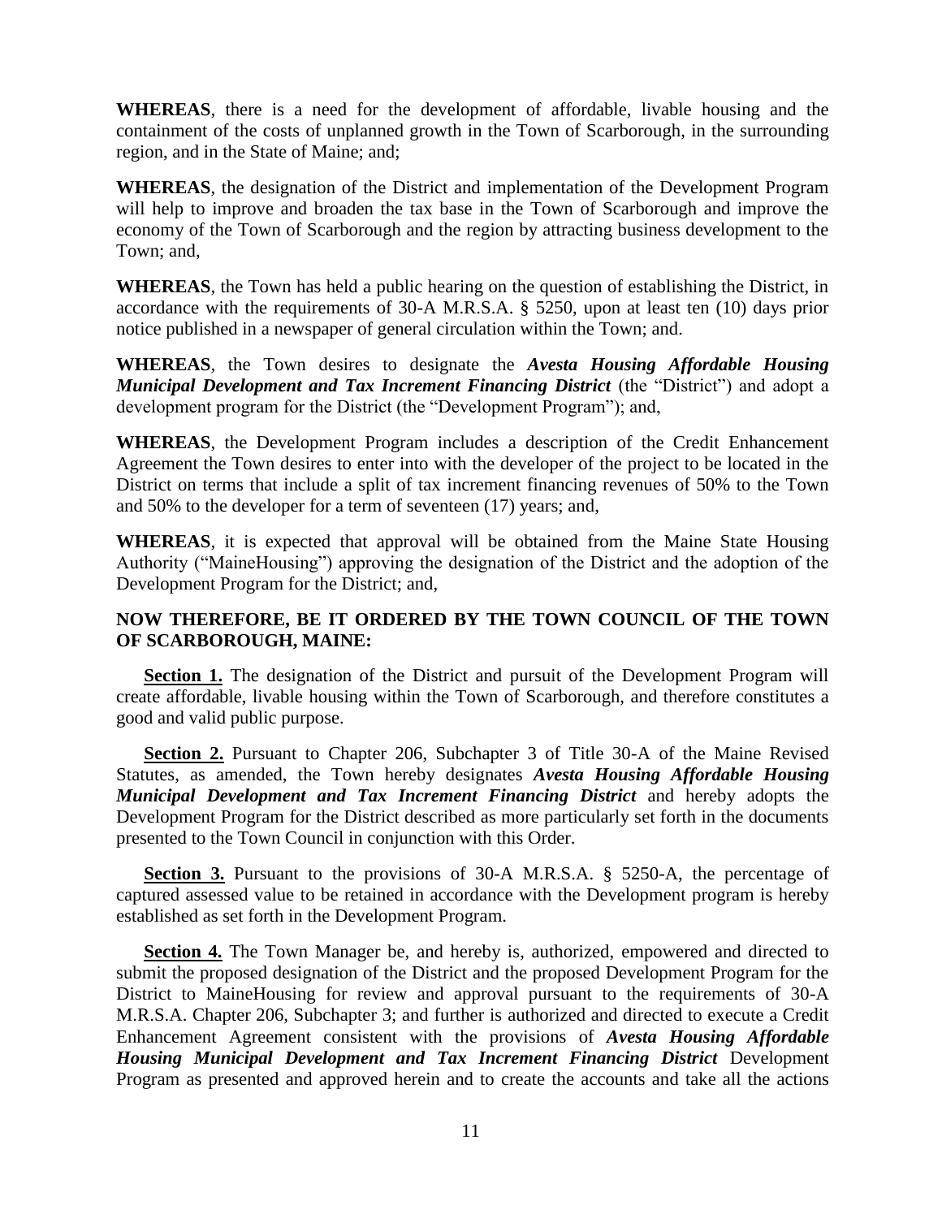**WHEREAS**, there is a need for the development of affordable, livable housing and the containment of the costs of unplanned growth in the Town of Scarborough, in the surrounding region, and in the State of Maine; and;

**WHEREAS**, the designation of the District and implementation of the Development Program will help to improve and broaden the tax base in the Town of Scarborough and improve the economy of the Town of Scarborough and the region by attracting business development to the Town; and,

**WHEREAS**, the Town has held a public hearing on the question of establishing the District, in accordance with the requirements of 30-A M.R.S.A. § 5250, upon at least ten (10) days prior notice published in a newspaper of general circulation within the Town; and.

**WHEREAS**, the Town desires to designate the ***Avesta Housing Affordable Housing Municipal Development and Tax Increment Financing District*** (the "District") and adopt a development program for the District (the "Development Program"); and,

**WHEREAS**, the Development Program includes a description of the Credit Enhancement Agreement the Town desires to enter into with the developer of the project to be located in the District on terms that include a split of tax increment financing revenues of 50% to the Town and 50% to the developer for a term of seventeen (17) years; and,

**WHEREAS**, it is expected that approval will be obtained from the Maine State Housing Authority ("MaineHousing") approving the designation of the District and the adoption of the Development Program for the District; and,

**NOW THEREFORE, BE IT ORDERED BY THE TOWN COUNCIL OF THE TOWN OF SCARBOROUGH, MAINE:**

**Section 1.** The designation of the District and pursuit of the Development Program will create affordable, livable housing within the Town of Scarborough, and therefore constitutes a good and valid public purpose.

**Section 2.** Pursuant to Chapter 206, Subchapter 3 of Title 30-A of the Maine Revised Statutes, as amended, the Town hereby designates ***Avesta Housing Affordable Housing Municipal Development and Tax Increment Financing District*** and hereby adopts the Development Program for the District described as more particularly set forth in the documents presented to the Town Council in conjunction with this Order.

**Section 3.** Pursuant to the provisions of 30-A M.R.S.A. § 5250-A, the percentage of captured assessed value to be retained in accordance with the Development program is hereby established as set forth in the Development Program.

**Section 4.** The Town Manager be, and hereby is, authorized, empowered and directed to submit the proposed designation of the District and the proposed Development Program for the District to MaineHousing for review and approval pursuant to the requirements of 30-A M.R.S.A. Chapter 206, Subchapter 3; and further is authorized and directed to execute a Credit Enhancement Agreement consistent with the provisions of ***Avesta Housing Affordable Housing Municipal Development and Tax Increment Financing District*** Development Program as presented and approved herein and to create the accounts and take all the actions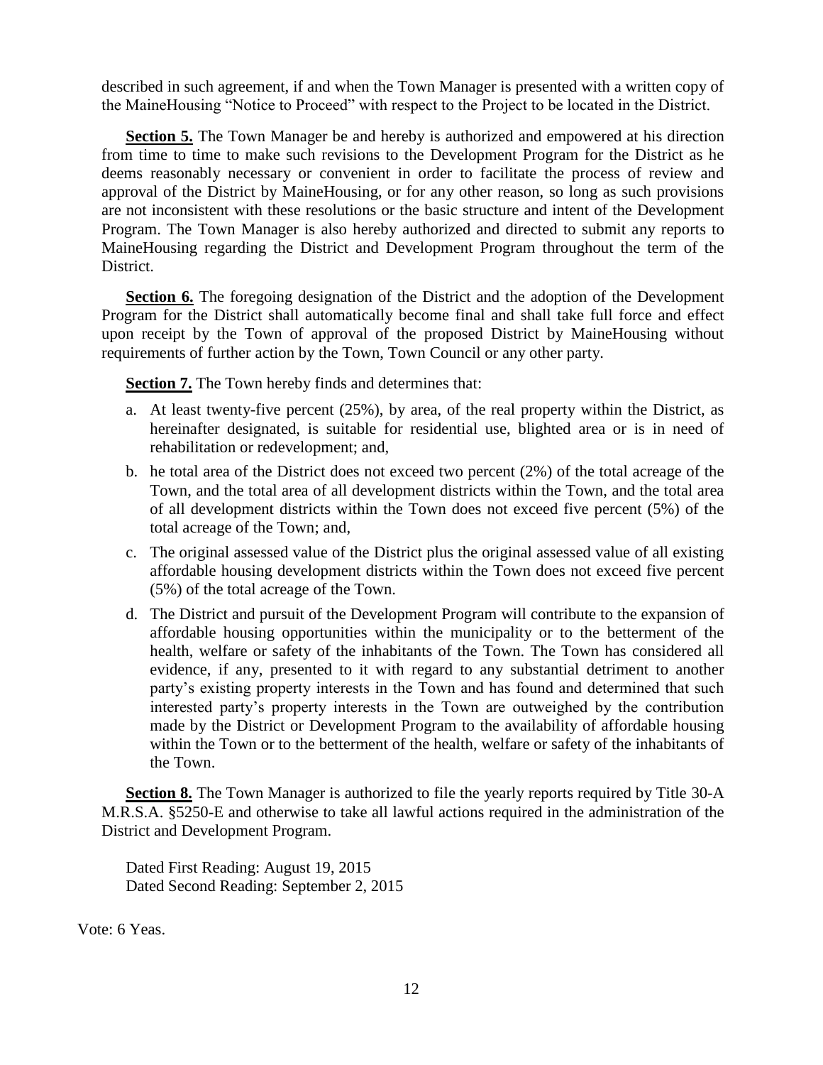described in such agreement, if and when the Town Manager is presented with a written copy of the MaineHousing "Notice to Proceed" with respect to the Project to be located in the District.

**Section 5.** The Town Manager be and hereby is authorized and empowered at his direction from time to time to make such revisions to the Development Program for the District as he deems reasonably necessary or convenient in order to facilitate the process of review and approval of the District by MaineHousing, or for any other reason, so long as such provisions are not inconsistent with these resolutions or the basic structure and intent of the Development Program. The Town Manager is also hereby authorized and directed to submit any reports to MaineHousing regarding the District and Development Program throughout the term of the District.

**Section 6.** The foregoing designation of the District and the adoption of the Development Program for the District shall automatically become final and shall take full force and effect upon receipt by the Town of approval of the proposed District by MaineHousing without requirements of further action by the Town, Town Council or any other party.

**Section 7.** The Town hereby finds and determines that:

a. At least twenty-five percent (25%), by area, of the real property within the District, as hereinafter designated, is suitable for residential use, blighted area or is in need of rehabilitation or redevelopment; and,

b. he total area of the District does not exceed two percent (2%) of the total acreage of the Town, and the total area of all development districts within the Town, and the total area of all development districts within the Town does not exceed five percent (5%) of the total acreage of the Town; and,

c. The original assessed value of the District plus the original assessed value of all existing affordable housing development districts within the Town does not exceed five percent (5%) of the total acreage of the Town.

d. The District and pursuit of the Development Program will contribute to the expansion of affordable housing opportunities within the municipality or to the betterment of the health, welfare or safety of the inhabitants of the Town. The Town has considered all evidence, if any, presented to it with regard to any substantial detriment to another party's existing property interests in the Town and has found and determined that such interested party's property interests in the Town are outweighed by the contribution made by the District or Development Program to the availability of affordable housing within the Town or to the betterment of the health, welfare or safety of the inhabitants of the Town.

**Section 8.** The Town Manager is authorized to file the yearly reports required by Title 30-A M.R.S.A. §5250-E and otherwise to take all lawful actions required in the administration of the District and Development Program.

Dated First Reading: August 19, 2015
Dated Second Reading: September 2, 2015

Vote: 6 Yeas.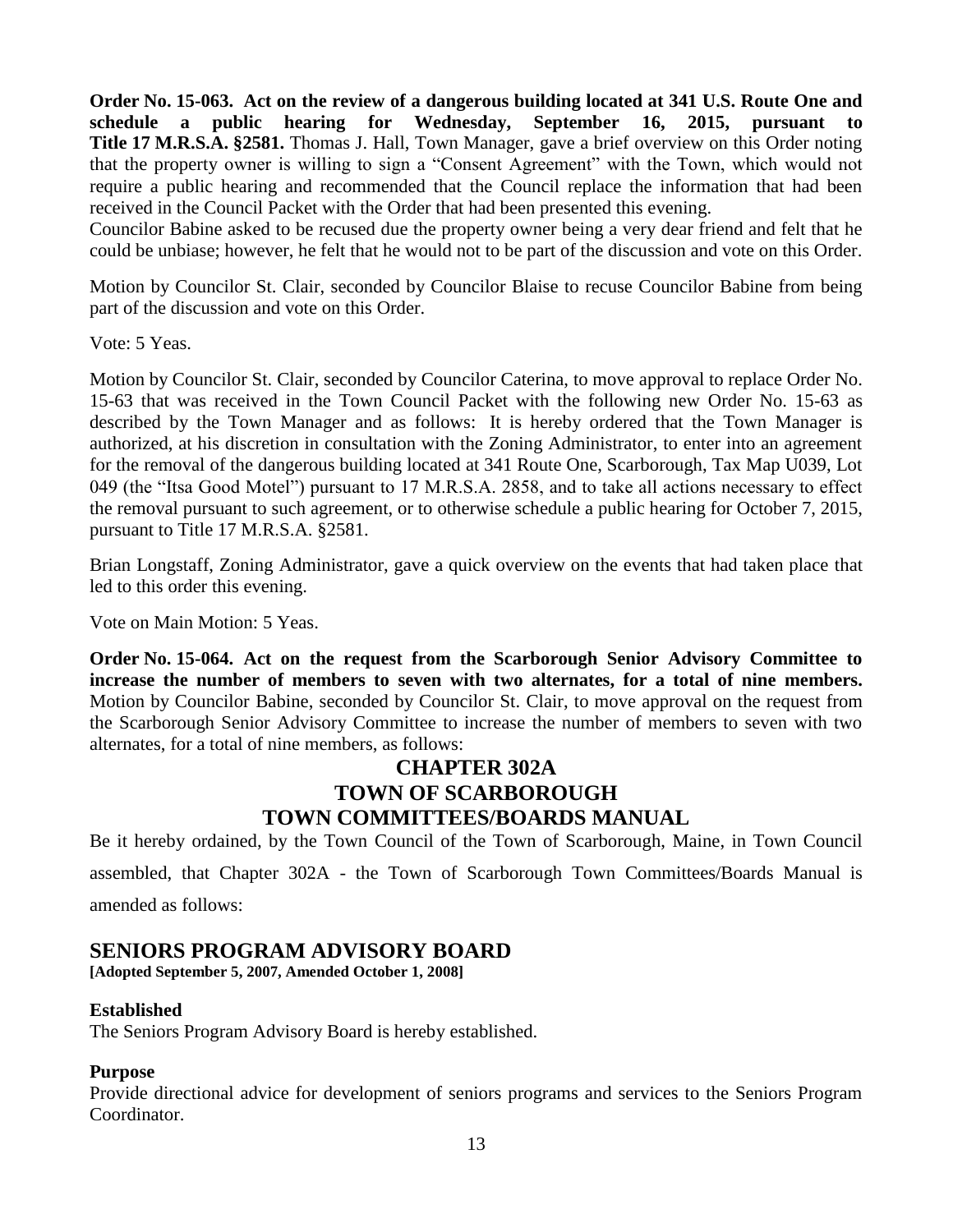**Order No. 15-063. Act on the review of a dangerous building located at 341 U.S. Route One and schedule a public hearing for Wednesday, September 16, 2015, pursuant to Title 17 M.R.S.A. §2581.** Thomas J. Hall, Town Manager, gave a brief overview on this Order noting that the property owner is willing to sign a "Consent Agreement" with the Town, which would not require a public hearing and recommended that the Council replace the information that had been received in the Council Packet with the Order that had been presented this evening.

Councilor Babine asked to be recused due the property owner being a very dear friend and felt that he could be unbiase; however, he felt that he would not to be part of the discussion and vote on this Order.

Motion by Councilor St. Clair, seconded by Councilor Blaise to recuse Councilor Babine from being part of the discussion and vote on this Order.

Vote: 5 Yeas.

Motion by Councilor St. Clair, seconded by Councilor Caterina, to move approval to replace Order No. 15-63 that was received in the Town Council Packet with the following new Order No. 15-63 as described by the Town Manager and as follows: It is hereby ordered that the Town Manager is authorized, at his discretion in consultation with the Zoning Administrator, to enter into an agreement for the removal of the dangerous building located at 341 Route One, Scarborough, Tax Map U039, Lot 049 (the "Itsa Good Motel") pursuant to 17 M.R.S.A. 2858, and to take all actions necessary to effect the removal pursuant to such agreement, or to otherwise schedule a public hearing for October 7, 2015, pursuant to Title 17 M.R.S.A. §2581.

Brian Longstaff, Zoning Administrator, gave a quick overview on the events that had taken place that led to this order this evening.

Vote on Main Motion: 5 Yeas.

**Order No. 15-064. Act on the request from the Scarborough Senior Advisory Committee to increase the number of members to seven with two alternates, for a total of nine members.** Motion by Councilor Babine, seconded by Councilor St. Clair, to move approval on the request from the Scarborough Senior Advisory Committee to increase the number of members to seven with two alternates, for a total of nine members, as follows:

# CHAPTER 302A
# TOWN OF SCARBOROUGH
# TOWN COMMITTEES/BOARDS MANUAL

Be it hereby ordained, by the Town Council of the Town of Scarborough, Maine, in Town Council assembled, that Chapter 302A - the Town of Scarborough Town Committees/Boards Manual is amended as follows:

## SENIORS PROGRAM ADVISORY BOARD

**[Adopted September 5, 2007, Amended October 1, 2008]**

### Established

The Seniors Program Advisory Board is hereby established.

### Purpose

Provide directional advice for development of seniors programs and services to the Seniors Program Coordinator.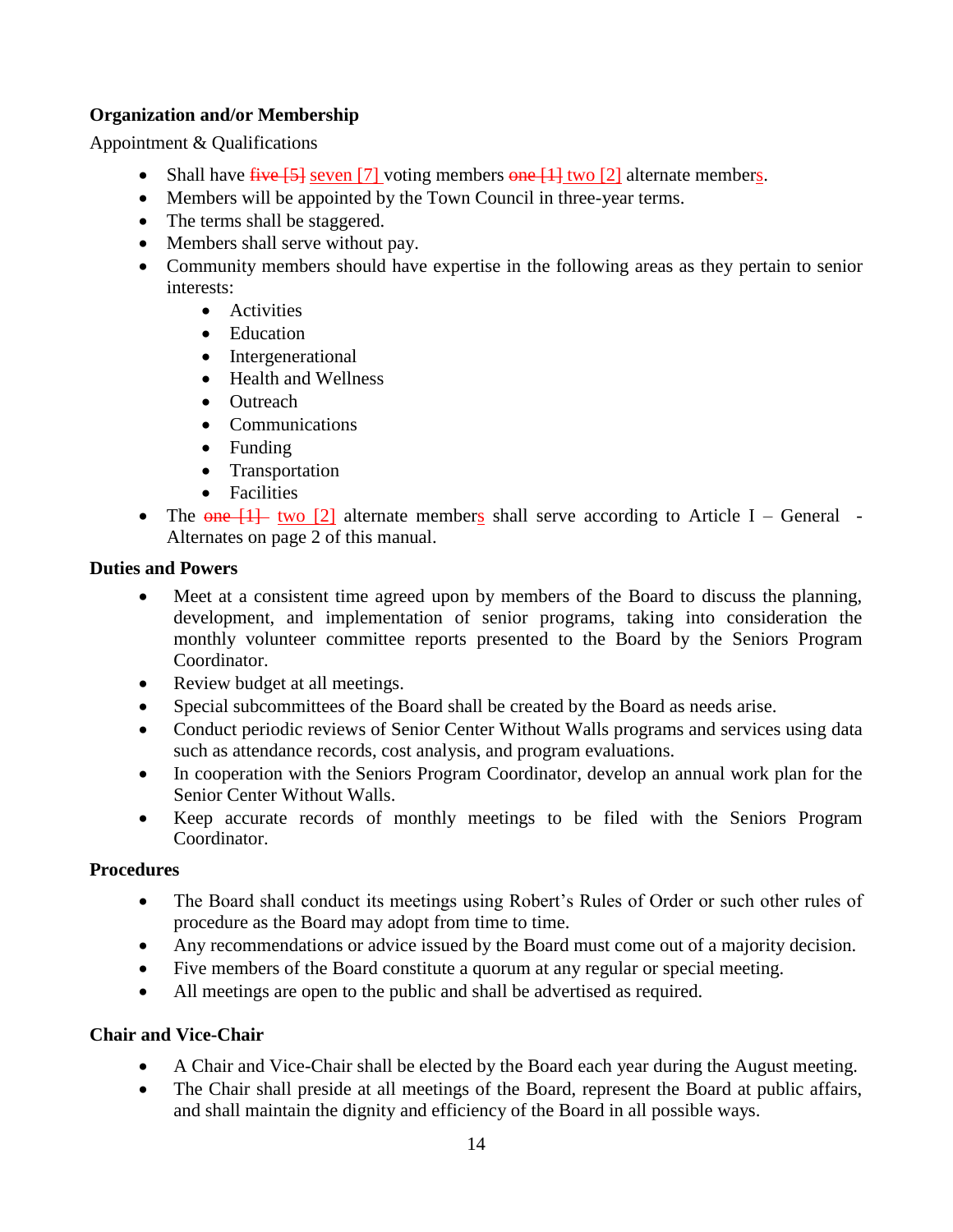**Organization and/or Membership**

Appointment & Qualifications

- Shall have ~~five [5]~~ seven [7] voting members ~~one [1]~~ two [2] alternate members.
- Members will be appointed by the Town Council in three-year terms.
- The terms shall be staggered.
- Members shall serve without pay.
- Community members should have expertise in the following areas as they pertain to senior interests:
  - Activities
  - Education
  - Intergenerational
  - Health and Wellness
  - Outreach
  - Communications
  - Funding
  - Transportation
  - Facilities
- The ~~one [1]~~ two [2] alternate members shall serve according to Article I – General - Alternates on page 2 of this manual.

**Duties and Powers**

- Meet at a consistent time agreed upon by members of the Board to discuss the planning, development, and implementation of senior programs, taking into consideration the monthly volunteer committee reports presented to the Board by the Seniors Program Coordinator.
- Review budget at all meetings.
- Special subcommittees of the Board shall be created by the Board as needs arise.
- Conduct periodic reviews of Senior Center Without Walls programs and services using data such as attendance records, cost analysis, and program evaluations.
- In cooperation with the Seniors Program Coordinator, develop an annual work plan for the Senior Center Without Walls.
- Keep accurate records of monthly meetings to be filed with the Seniors Program Coordinator.

**Procedures**

- The Board shall conduct its meetings using Robert's Rules of Order or such other rules of procedure as the Board may adopt from time to time.
- Any recommendations or advice issued by the Board must come out of a majority decision.
- Five members of the Board constitute a quorum at any regular or special meeting.
- All meetings are open to the public and shall be advertised as required.

**Chair and Vice-Chair**

- A Chair and Vice-Chair shall be elected by the Board each year during the August meeting.
- The Chair shall preside at all meetings of the Board, represent the Board at public affairs, and shall maintain the dignity and efficiency of the Board in all possible ways.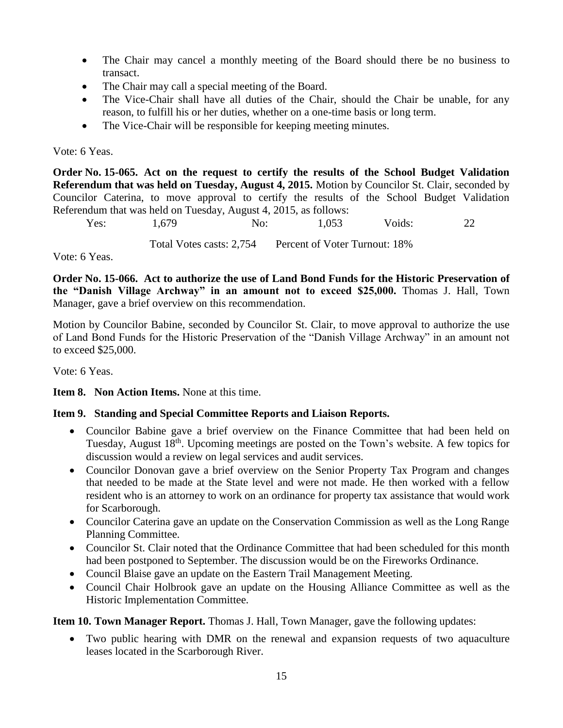- The Chair may cancel a monthly meeting of the Board should there be no business to transact.
- The Chair may call a special meeting of the Board.
- The Vice-Chair shall have all duties of the Chair, should the Chair be unable, for any reason, to fulfill his or her duties, whether on a one-time basis or long term.
- The Vice-Chair will be responsible for keeping meeting minutes.

Vote: 6 Yeas.

**Order No. 15-065. Act on the request to certify the results of the School Budget Validation Referendum that was held on Tuesday, August 4, 2015.** Motion by Councilor St. Clair, seconded by Councilor Caterina, to move approval to certify the results of the School Budget Validation Referendum that was held on Tuesday, August 4, 2015, as follows:

| Yes: | 1,679 | No: | 1,053 | Voids: | 22 |
|---|---|---|---|---|---|

Total Votes casts: 2,754 Percent of Voter Turnout: 18%

Vote: 6 Yeas.

**Order No. 15-066. Act to authorize the use of Land Bond Funds for the Historic Preservation of the "Danish Village Archway" in an amount not to exceed $25,000.** Thomas J. Hall, Town Manager, gave a brief overview on this recommendation.

Motion by Councilor Babine, seconded by Councilor St. Clair, to move approval to authorize the use of Land Bond Funds for the Historic Preservation of the "Danish Village Archway" in an amount not to exceed $25,000.

Vote: 6 Yeas.

**Item 8. Non Action Items.** None at this time.

**Item 9. Standing and Special Committee Reports and Liaison Reports.**

- Councilor Babine gave a brief overview on the Finance Committee that had been held on Tuesday, August 18th. Upcoming meetings are posted on the Town's website. A few topics for discussion would a review on legal services and audit services.
- Councilor Donovan gave a brief overview on the Senior Property Tax Program and changes that needed to be made at the State level and were not made. He then worked with a fellow resident who is an attorney to work on an ordinance for property tax assistance that would work for Scarborough.
- Councilor Caterina gave an update on the Conservation Commission as well as the Long Range Planning Committee.
- Councilor St. Clair noted that the Ordinance Committee that had been scheduled for this month had been postponed to September. The discussion would be on the Fireworks Ordinance.
- Council Blaise gave an update on the Eastern Trail Management Meeting.
- Council Chair Holbrook gave an update on the Housing Alliance Committee as well as the Historic Implementation Committee.

**Item 10. Town Manager Report.** Thomas J. Hall, Town Manager, gave the following updates:

- Two public hearing with DMR on the renewal and expansion requests of two aquaculture leases located in the Scarborough River.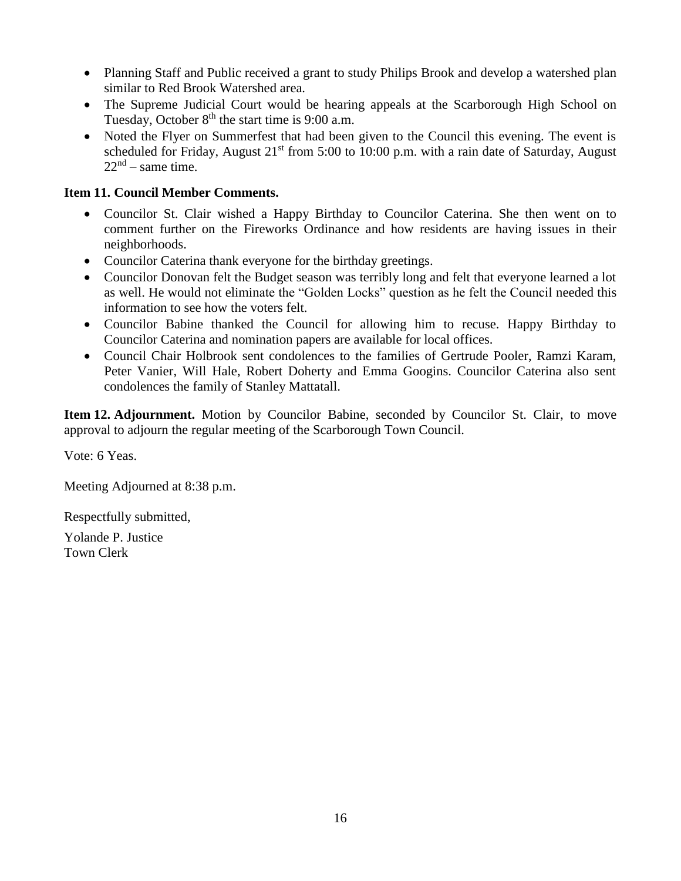- Planning Staff and Public received a grant to study Philips Brook and develop a watershed plan similar to Red Brook Watershed area.
- The Supreme Judicial Court would be hearing appeals at the Scarborough High School on Tuesday, October 8th the start time is 9:00 a.m.
- Noted the Flyer on Summerfest that had been given to the Council this evening. The event is scheduled for Friday, August 21st from 5:00 to 10:00 p.m. with a rain date of Saturday, August 22nd – same time.

**Item 11. Council Member Comments.**

- Councilor St. Clair wished a Happy Birthday to Councilor Caterina. She then went on to comment further on the Fireworks Ordinance and how residents are having issues in their neighborhoods.
- Councilor Caterina thank everyone for the birthday greetings.
- Councilor Donovan felt the Budget season was terribly long and felt that everyone learned a lot as well. He would not eliminate the "Golden Locks" question as he felt the Council needed this information to see how the voters felt.
- Councilor Babine thanked the Council for allowing him to recuse. Happy Birthday to Councilor Caterina and nomination papers are available for local offices.
- Council Chair Holbrook sent condolences to the families of Gertrude Pooler, Ramzi Karam, Peter Vanier, Will Hale, Robert Doherty and Emma Googins. Councilor Caterina also sent condolences the family of Stanley Mattatall.

**Item 12. Adjournment.** Motion by Councilor Babine, seconded by Councilor St. Clair, to move approval to adjourn the regular meeting of the Scarborough Town Council.

Vote: 6 Yeas.

Meeting Adjourned at 8:38 p.m.

Respectfully submitted,

Yolande P. Justice
Town Clerk